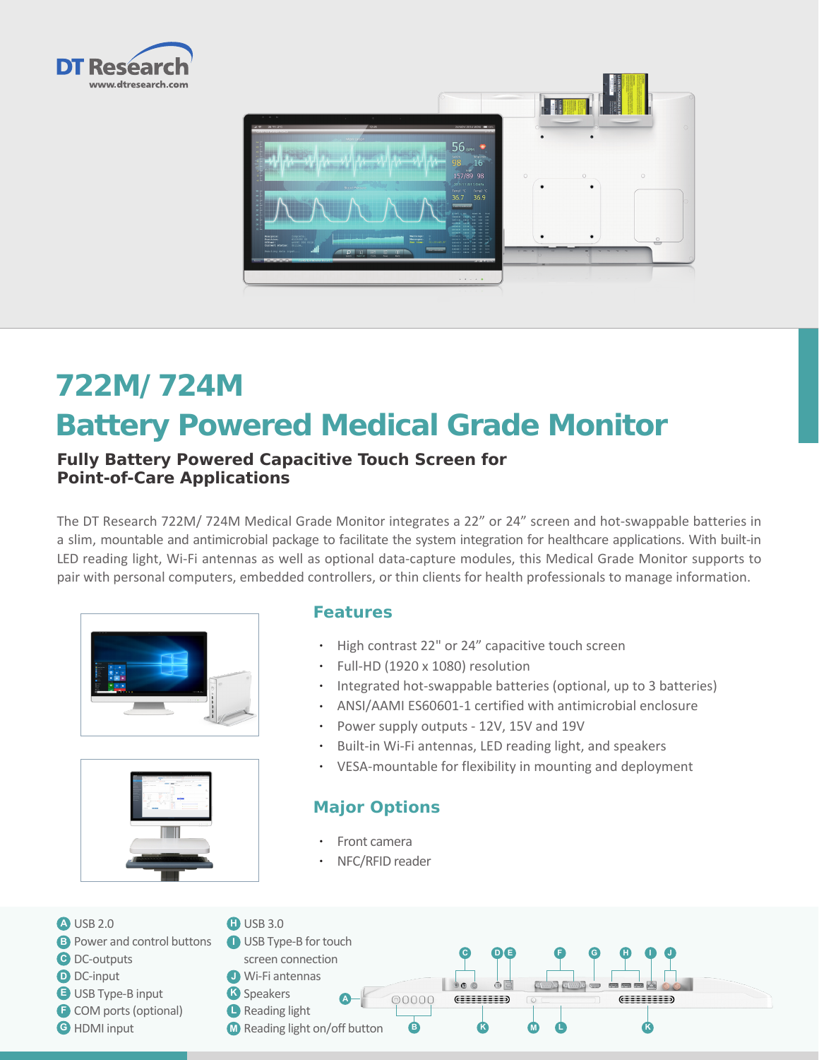DT Research
www.dtresearch.com

# 722M/ 724M

# Battery Powered Medical Grade Monitor

## Fully Battery Powered Capacitive Touch Screen for Point-of-Care Applications

The DT Research 722M/ 724M Medical Grade Monitor integrates a 22” or 24” screen and hot-swappable batteries in a slim, mountable and antimicrobial package to facilitate the system integration for healthcare applications. With built-in LED reading light, Wi-Fi antennas as well as optional data-capture modules, this Medical Grade Monitor supports to pair with personal computers, embedded controllers, or thin clients for health professionals to manage information.

### Features

- High contrast 22" or 24” capacitive touch screen
- Full-HD (1920 x 1080) resolution
- Integrated hot-swappable batteries (optional, up to 3 batteries)
- ANSI/AAMI ES60601-1 certified with antimicrobial enclosure
- Power supply outputs - 12V, 15V and 19V
- Built-in Wi-Fi antennas, LED reading light, and speakers
- VESA-mountable for flexibility in mounting and deployment

### Major Options

- Front camera
- NFC/RFID reader

- A USB 2.0
- B Power and control buttons
- C DC-outputs
- D DC-input
- E USB Type-B input
- F COM ports (optional)
- G HDMI input
- H USB 3.0
- I USB Type-B for touch screen connection
- J Wi-Fi antennas
- K Speakers
- L Reading light
- M Reading light on/off button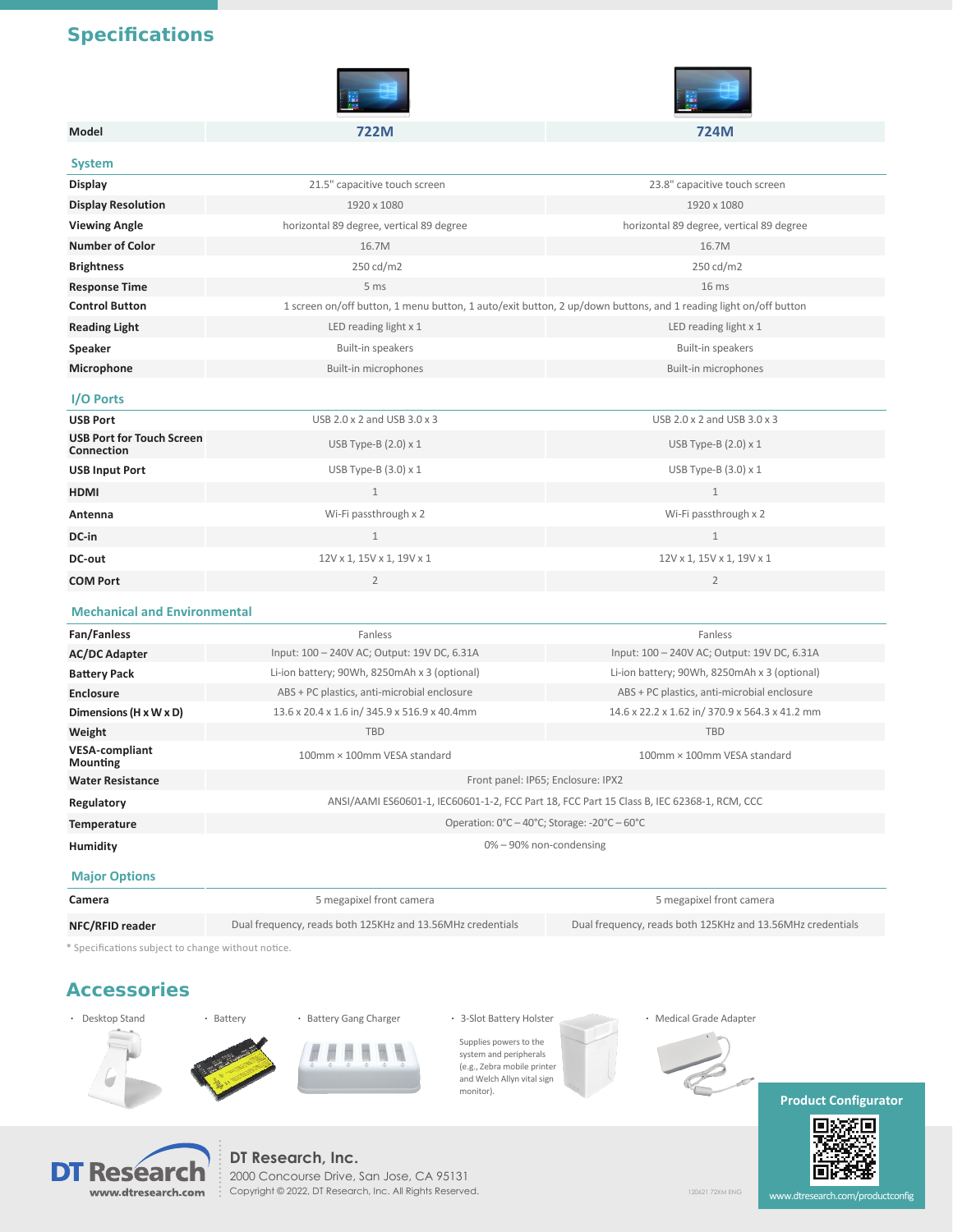## Specifications

| Model | 722M | 724M |
|---|---|---|
| **System** | | |
| **Display** | 21.5" capacitive touch screen | 23.8" capacitive touch screen |
| **Display Resolution** | 1920 x 1080 | 1920 x 1080 |
| **Viewing Angle** | horizontal 89 degree, vertical 89 degree | horizontal 89 degree, vertical 89 degree |
| **Number of Color** | 16.7M | 16.7M |
| **Brightness** | 250 cd/m2 | 250 cd/m2 |
| **Response Time** | 5 ms | 16 ms |
| **Control Button** | 1 screen on/off button, 1 menu button, 1 auto/exit button, 2 up/down buttons, and 1 reading light on/off button | |
| **Reading Light** | LED reading light x 1 | LED reading light x 1 |
| **Speaker** | Built-in speakers | Built-in speakers |
| **Microphone** | Built-in microphones | Built-in microphones |
| **I/O Ports** | | |
| **USB Port** | USB 2.0 x 2 and USB 3.0 x 3 | USB 2.0 x 2 and USB 3.0 x 3 |
| **USB Port for Touch Screen Connection** | USB Type-B (2.0) x 1 | USB Type-B (2.0) x 1 |
| **USB Input Port** | USB Type-B (3.0) x 1 | USB Type-B (3.0) x 1 |
| **HDMI** | 1 | 1 |
| **Antenna** | Wi-Fi passthrough x 2 | Wi-Fi passthrough x 2 |
| **DC-in** | 1 | 1 |
| **DC-out** | 12V x 1, 15V x 1, 19V x 1 | 12V x 1, 15V x 1, 19V x 1 |
| **COM Port** | 2 | 2 |
| **Mechanical and Environmental** | | |
| **Fan/Fanless** | Fanless | Fanless |
| **AC/DC Adapter** | Input: 100 – 240V AC; Output: 19V DC, 6.31A | Input: 100 – 240V AC; Output: 19V DC, 6.31A |
| **Battery Pack** | Li-ion battery; 90Wh, 8250mAh x 3 (optional) | Li-ion battery; 90Wh, 8250mAh x 3 (optional) |
| **Enclosure** | ABS + PC plastics, anti-microbial enclosure | ABS + PC plastics, anti-microbial enclosure |
| **Dimensions (H x W x D)** | 13.6 x 20.4 x 1.6 in/ 345.9 x 516.9 x 40.4mm | 14.6 x 22.2 x 1.62 in/ 370.9 x 564.3 x 41.2 mm |
| **Weight** | TBD | TBD |
| **VESA-compliant Mounting** | 100mm × 100mm VESA standard | 100mm × 100mm VESA standard |
| **Water Resistance** | Front panel: IP65; Enclosure: IPX2 | |
| **Regulatory** | ANSI/AAMI ES60601-1, IEC60601-1-2, FCC Part 18, FCC Part 15 Class B, IEC 62368-1, RCM, CCC | |
| **Temperature** | Operation: 0°C – 40°C; Storage: -20°C – 60°C | |
| **Humidity** | 0% – 90% non-condensing | |
| **Major Options** | | |
| **Camera** | 5 megapixel front camera | 5 megapixel front camera |
| **NFC/RFID reader** | Dual frequency, reads both 125KHz and 13.56MHz credentials | Dual frequency, reads both 125KHz and 13.56MHz credentials |

* Specifications subject to change without notice.

## Accessories

- Desktop Stand
- Battery
- Battery Gang Charger
- 3-Slot Battery Holster

  Supplies powers to the system and peripherals (e.g., Zebra mobile printer and Welch Allyn vital sign monitor).
- Medical Grade Adapter

**Product Configurator**

www.dtresearch.com/productconfig

**DT Research, Inc.**
2000 Concourse Drive, San Jose, CA 95131
Copyright © 2022, DT Research, Inc. All Rights Reserved.

www.dtresearch.com

120621 72XM ENG